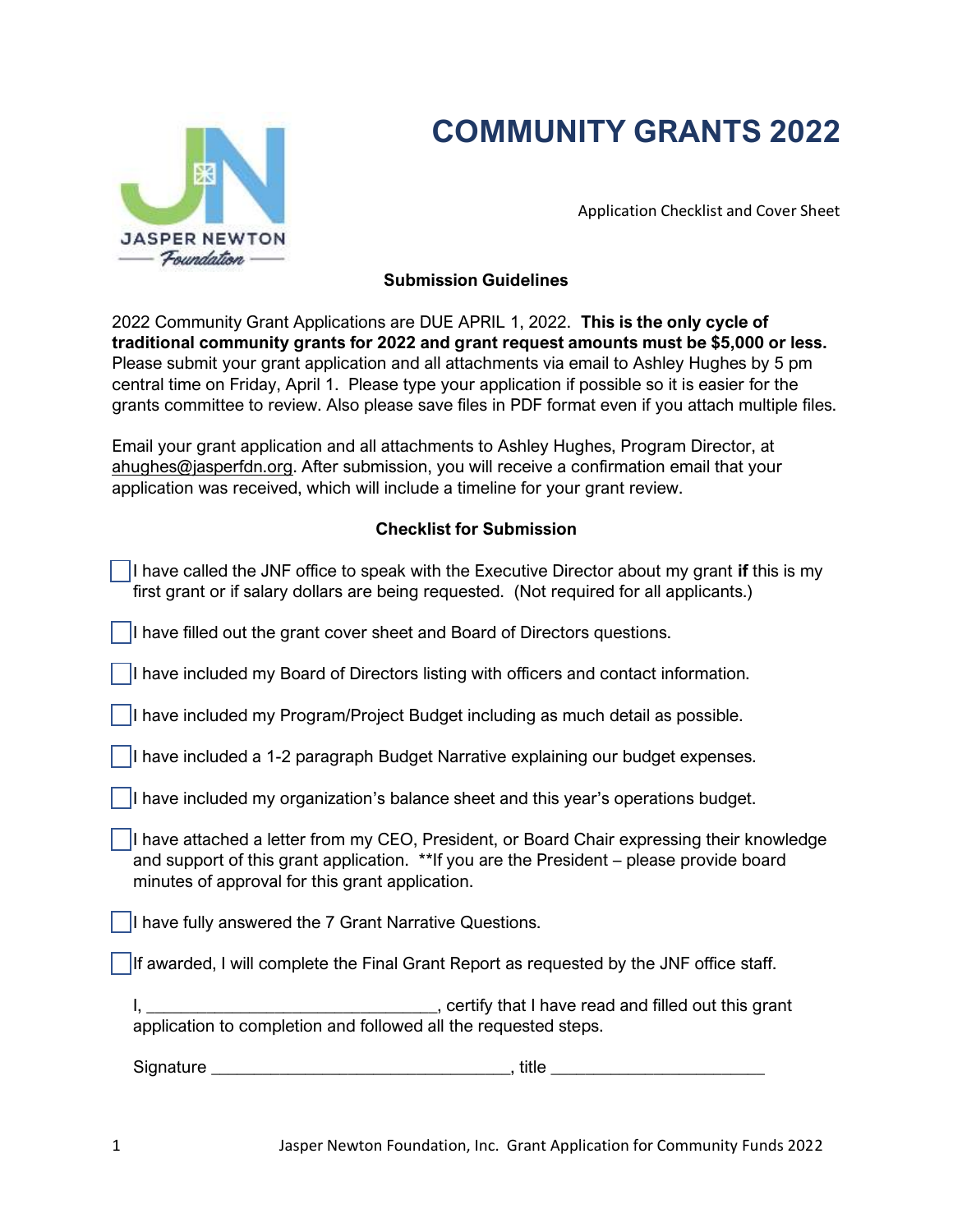# COMMUNITY GRANTS 2022

JASPER NEWTON Foundation

Application Checklist and Cover Sheet

### Submission Guidelines

2022 Community Grant Applications are DUE APRIL 1, 2022. **This is the only cycle of traditional community grants for 2022 and grant request amounts must be $5,000 or less.** Please submit your grant application and all attachments via email to Ashley Hughes by 5 pm central time on Friday, April 1. Please type your application if possible so it is easier for the grants committee to review. Also please save files in PDF format even if you attach multiple files.

Email your grant application and all attachments to Ashley Hughes, Program Director, at ahughes@jasperfdn.org. After submission, you will receive a confirmation email that your application was received, which will include a timeline for your grant review.

### Checklist for Submission

- ☐ I have called the JNF office to speak with the Executive Director about my grant **if** this is my first grant or if salary dollars are being requested. (Not required for all applicants.)
- ☐ I have filled out the grant cover sheet and Board of Directors questions.
- ☐ I have included my Board of Directors listing with officers and contact information.
- ☐ I have included my Program/Project Budget including as much detail as possible.
- ☐ I have included a 1-2 paragraph Budget Narrative explaining our budget expenses.
- ☐ I have included my organization's balance sheet and this year's operations budget.
- ☐ I have attached a letter from my CEO, President, or Board Chair expressing their knowledge and support of this grant application. **If you are the President – please provide board minutes of approval for this grant application.
- ☐ I have fully answered the 7 Grant Narrative Questions.
- ☐ If awarded, I will complete the Final Grant Report as requested by the JNF office staff.

I, ________________________________, certify that I have read and filled out this grant application to completion and followed all the requested steps.

Signature _________________________________, title _______________________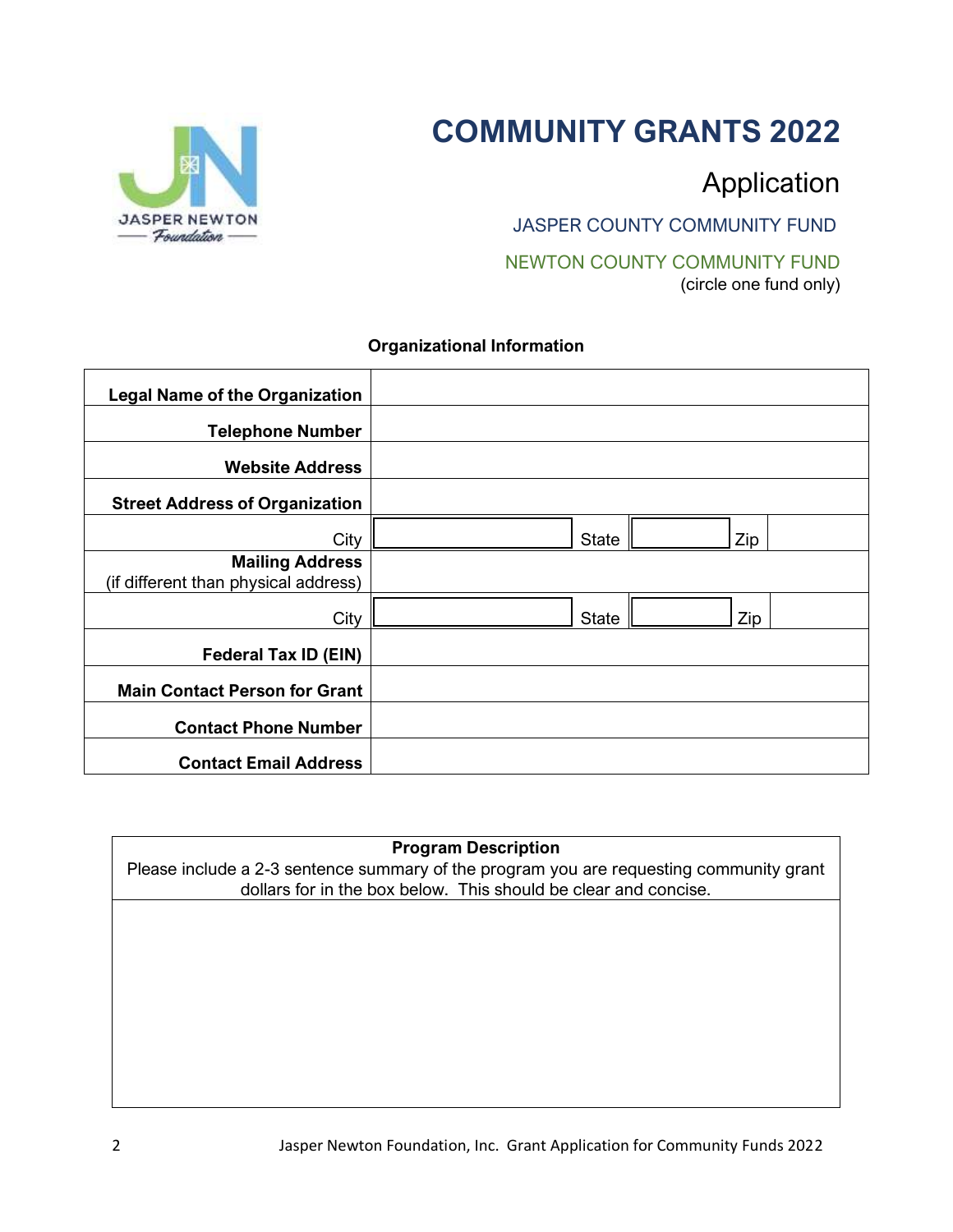# COMMUNITY GRANTS 2022

## Application

JASPER COUNTY COMMUNITY FUND

NEWTON COUNTY COMMUNITY FUND

(circle one fund only)

### Organizational Information

| | | | | | |
|---|---|---|---|---|---|
| **Legal Name of the Organization** | | | | | |
| **Telephone Number** | | | | | |
| **Website Address** | | | | | |
| **Street Address of Organization** | | | | | |
| City | | State | | Zip | |
| **Mailing Address** (if different than physical address) | | | | | |
| City | | State | | Zip | |
| **Federal Tax ID (EIN)** | | | | | |
| **Main Contact Person for Grant** | | | | | |
| **Contact Phone Number** | | | | | |
| **Contact Email Address** | | | | | |

| **Program Description**<br>Please include a 2-3 sentence summary of the program you are requesting community grant dollars for in the box below. This should be clear and concise. |
|---|
| |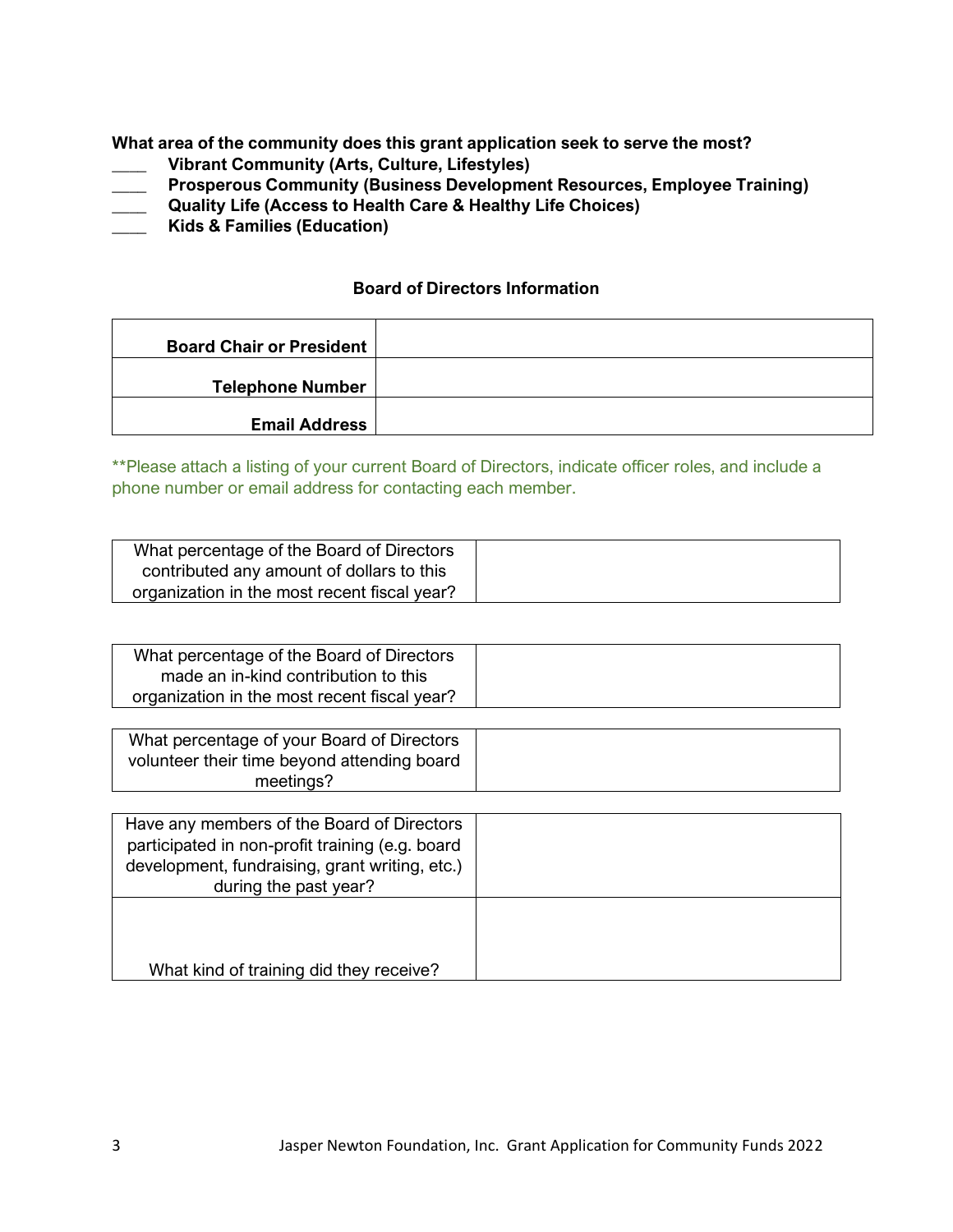**What area of the community does this grant application seek to serve the most?**

____ **Vibrant Community (Arts, Culture, Lifestyles)**
____ **Prosperous Community (Business Development Resources, Employee Training)**
____ **Quality Life (Access to Health Care & Healthy Life Choices)**
____ **Kids & Families (Education)**

## Board of Directors Information

| | |
|---|---|
| **Board Chair or President** | |
| **Telephone Number** | |
| **Email Address** | |

**Please attach a listing of your current Board of Directors, indicate officer roles, and include a phone number or email address for contacting each member.

| | |
|---|---|
| What percentage of the Board of Directors contributed any amount of dollars to this organization in the most recent fiscal year? | |

| | |
|---|---|
| What percentage of the Board of Directors made an in-kind contribution to this organization in the most recent fiscal year? | |

| | |
|---|---|
| What percentage of your Board of Directors volunteer their time beyond attending board meetings? | |

| | |
|---|---|
| Have any members of the Board of Directors participated in non-profit training (e.g. board development, fundraising, grant writing, etc.) during the past year? | |
| What kind of training did they receive? | |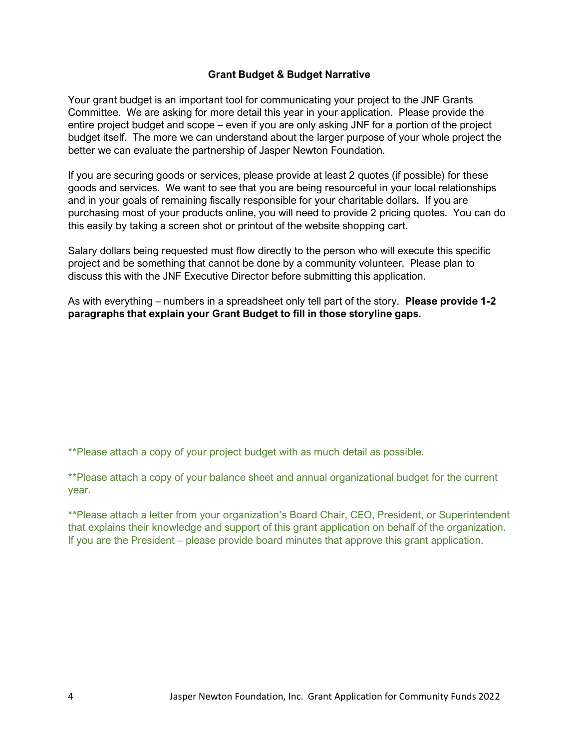## Grant Budget & Budget Narrative

Your grant budget is an important tool for communicating your project to the JNF Grants Committee. We are asking for more detail this year in your application. Please provide the entire project budget and scope – even if you are only asking JNF for a portion of the project budget itself. The more we can understand about the larger purpose of your whole project the better we can evaluate the partnership of Jasper Newton Foundation.

If you are securing goods or services, please provide at least 2 quotes (if possible) for these goods and services. We want to see that you are being resourceful in your local relationships and in your goals of remaining fiscally responsible for your charitable dollars. If you are purchasing most of your products online, you will need to provide 2 pricing quotes. You can do this easily by taking a screen shot or printout of the website shopping cart.

Salary dollars being requested must flow directly to the person who will execute this specific project and be something that cannot be done by a community volunteer. Please plan to discuss this with the JNF Executive Director before submitting this application.

As with everything – numbers in a spreadsheet only tell part of the story. **Please provide 1-2 paragraphs that explain your Grant Budget to fill in those storyline gaps.**

**Please attach a copy of your project budget with as much detail as possible.

**Please attach a copy of your balance sheet and annual organizational budget for the current year.

**Please attach a letter from your organization's Board Chair, CEO, President, or Superintendent that explains their knowledge and support of this grant application on behalf of the organization. If you are the President – please provide board minutes that approve this grant application.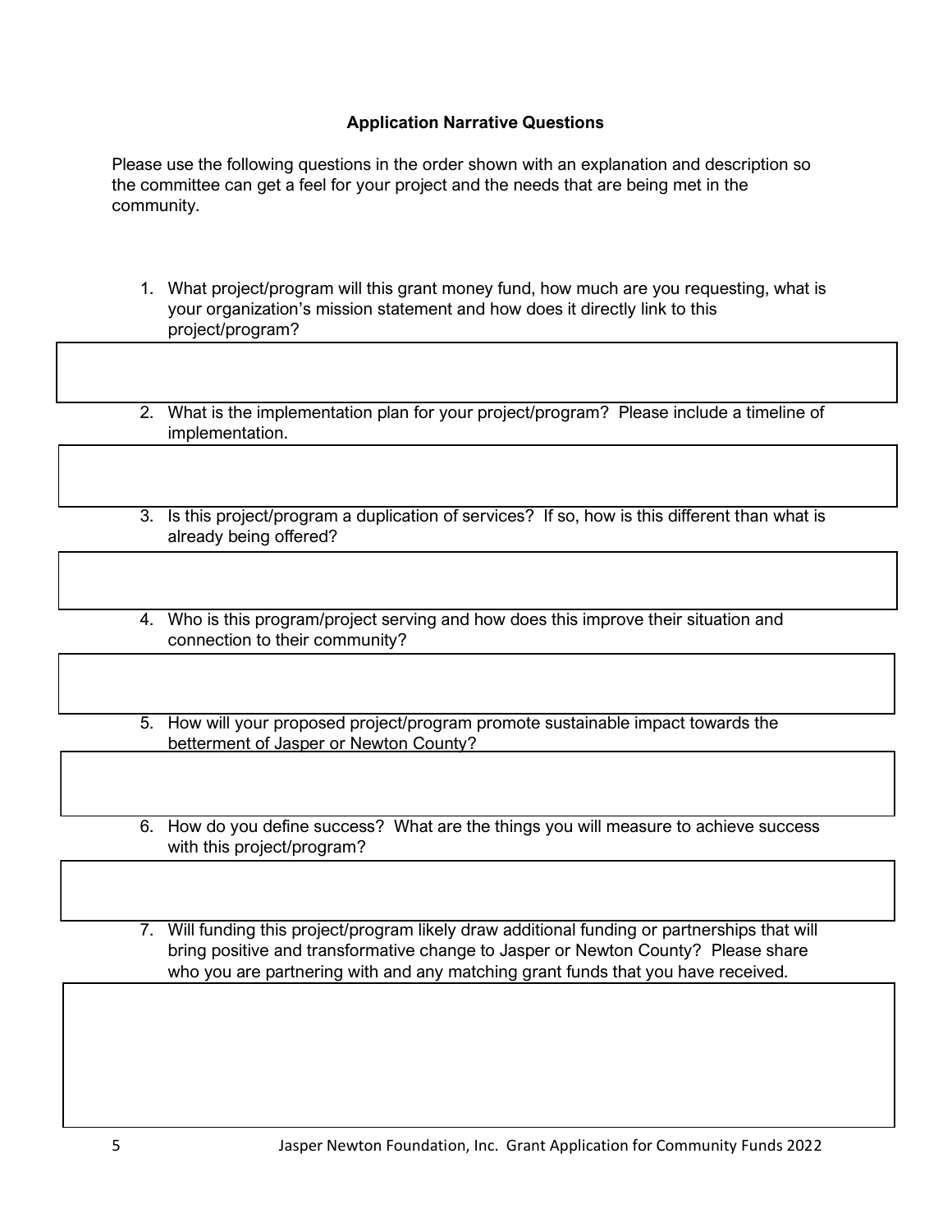## Application Narrative Questions

Please use the following questions in the order shown with an explanation and description so the committee can get a feel for your project and the needs that are being met in the community.

1. What project/program will this grant money fund, how much are you requesting, what is your organization's mission statement and how does it directly link to this project/program?

2. What is the implementation plan for your project/program? Please include a timeline of implementation.

3. Is this project/program a duplication of services? If so, how is this different than what is already being offered?

4. Who is this program/project serving and how does this improve their situation and connection to their community?

5. How will your proposed project/program promote sustainable impact towards the betterment of Jasper or Newton County?

6. How do you define success? What are the things you will measure to achieve success with this project/program?

7. Will funding this project/program likely draw additional funding or partnerships that will bring positive and transformative change to Jasper or Newton County? Please share who you are partnering with and any matching grant funds that you have received.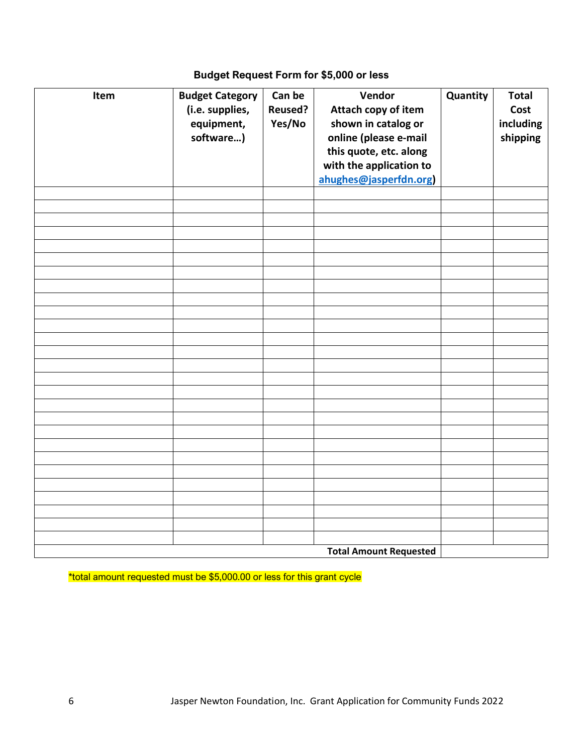## Budget Request Form for $5,000 or less

| Item | Budget Category (i.e. supplies, equipment, software…) | Can be Reused? Yes/No | Vendor Attach copy of item shown in catalog or online (please e-mail this quote, etc. along with the application to ahughes@jasperfdn.org) | Quantity | Total Cost including shipping |
|---|---|---|---|---|---|
| | | | | | |
| | | | | | |
| | | | | | |
| | | | | | |
| | | | | | |
| | | | | | |
| | | | | | |
| | | | | | |
| | | | | | |
| | | | | | |
| | | | | | |
| | | | | | |
| | | | | | |
| | | | | | |
| | | | | | |
| | | | | | |
| | | | | | |
| | | | | | |
| | | | | | |
| | | | | | |
| | | | | | |
| | | | | | |
| | | | | | |
| | | | | | |
| | | | | | |
| | | | | | |
| | | | | | |
| | | | **Total Amount Requested** | | |

*total amount requested must be $5,000.00 or less for this grant cycle

Jasper Newton Foundation, Inc. Grant Application for Community Funds 2022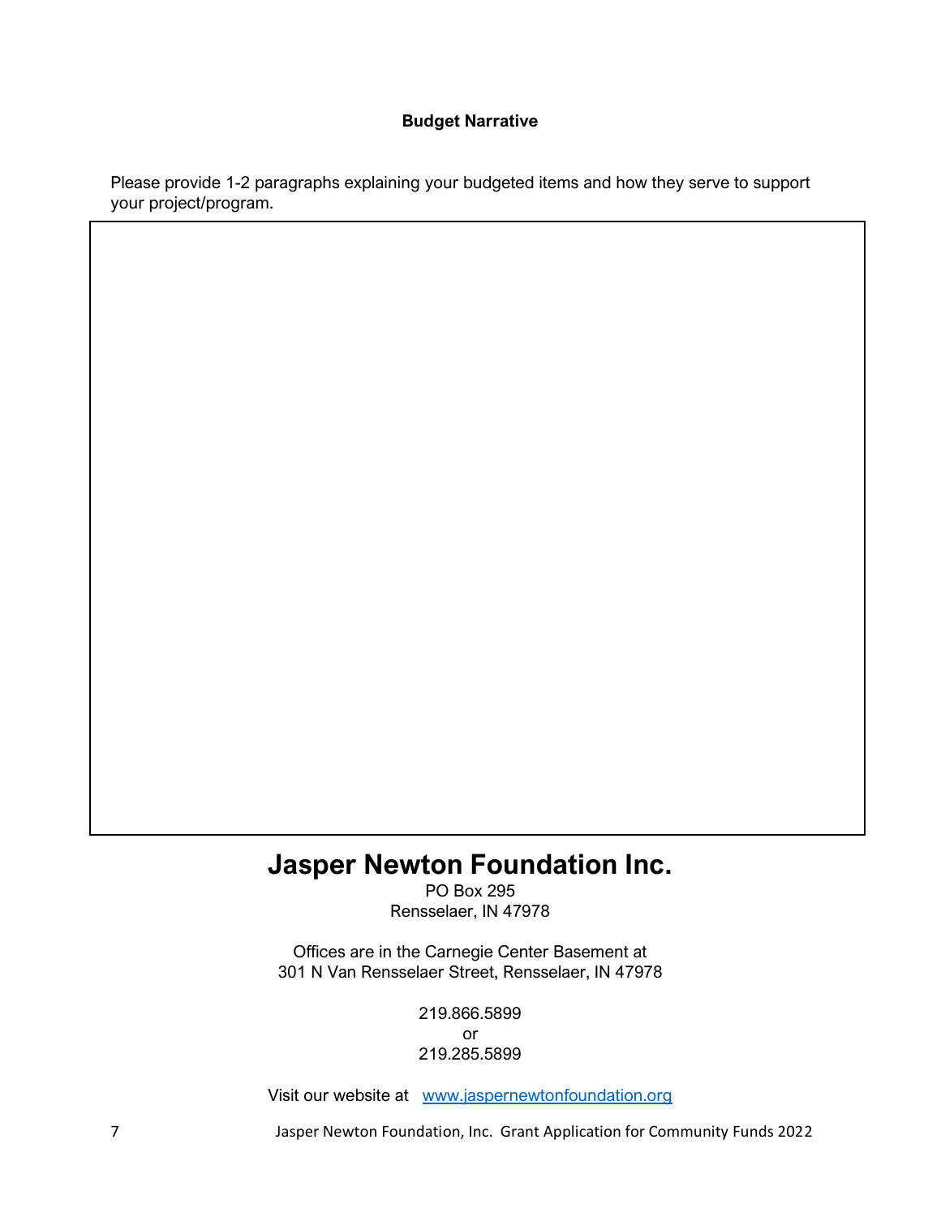**Budget Narrative**

Please provide 1-2 paragraphs explaining your budgeted items and how they serve to support your project/program.

| |
|---|
| |

# Jasper Newton Foundation Inc.

PO Box 295
Rensselaer, IN 47978

Offices are in the Carnegie Center Basement at
301 N Van Rensselaer Street, Rensselaer, IN 47978

219.866.5899
or
219.285.5899

Visit our website at [www.jaspernewtonfoundation.org](http://www.jaspernewtonfoundation.org)